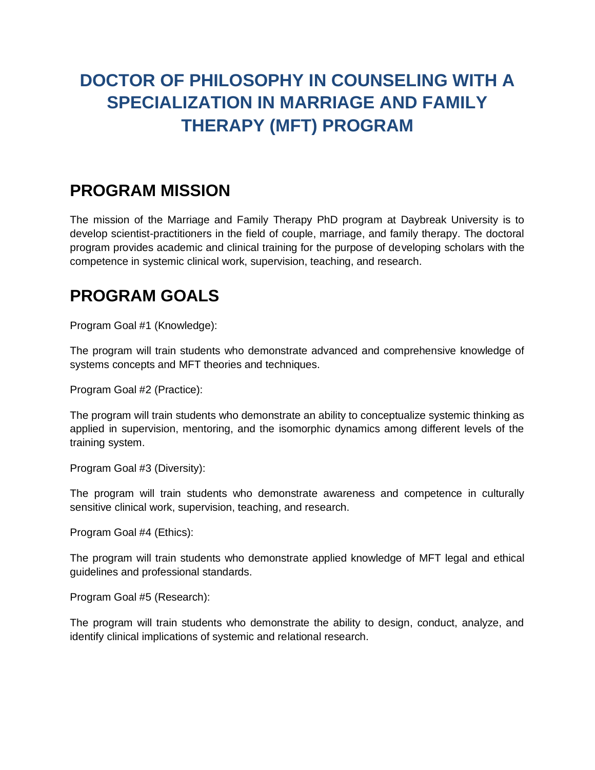# DOCTOR OF PHILOSOPHY IN COUNSELING WITH A SPECIALIZATION IN MARRIAGE AND FAMILY THERAPY (MFT) PROGRAM

## PROGRAM MISSION

The mission of the Marriage and Family Therapy PhD program at Daybreak University is to develop scientist-practitioners in the field of couple, marriage, and family therapy. The doctoral program provides academic and clinical training for the purpose of developing scholars with the competence in systemic clinical work, supervision, teaching, and research.

## PROGRAM GOALS

Program Goal #1 (Knowledge):

The program will train students who demonstrate advanced and comprehensive knowledge of systems concepts and MFT theories and techniques.

Program Goal #2 (Practice):

The program will train students who demonstrate an ability to conceptualize systemic thinking as applied in supervision, mentoring, and the isomorphic dynamics among different levels of the training system.

Program Goal #3 (Diversity):

The program will train students who demonstrate awareness and competence in culturally sensitive clinical work, supervision, teaching, and research.

Program Goal #4 (Ethics):

The program will train students who demonstrate applied knowledge of MFT legal and ethical guidelines and professional standards.

Program Goal #5 (Research):

The program will train students who demonstrate the ability to design, conduct, analyze, and identify clinical implications of systemic and relational research.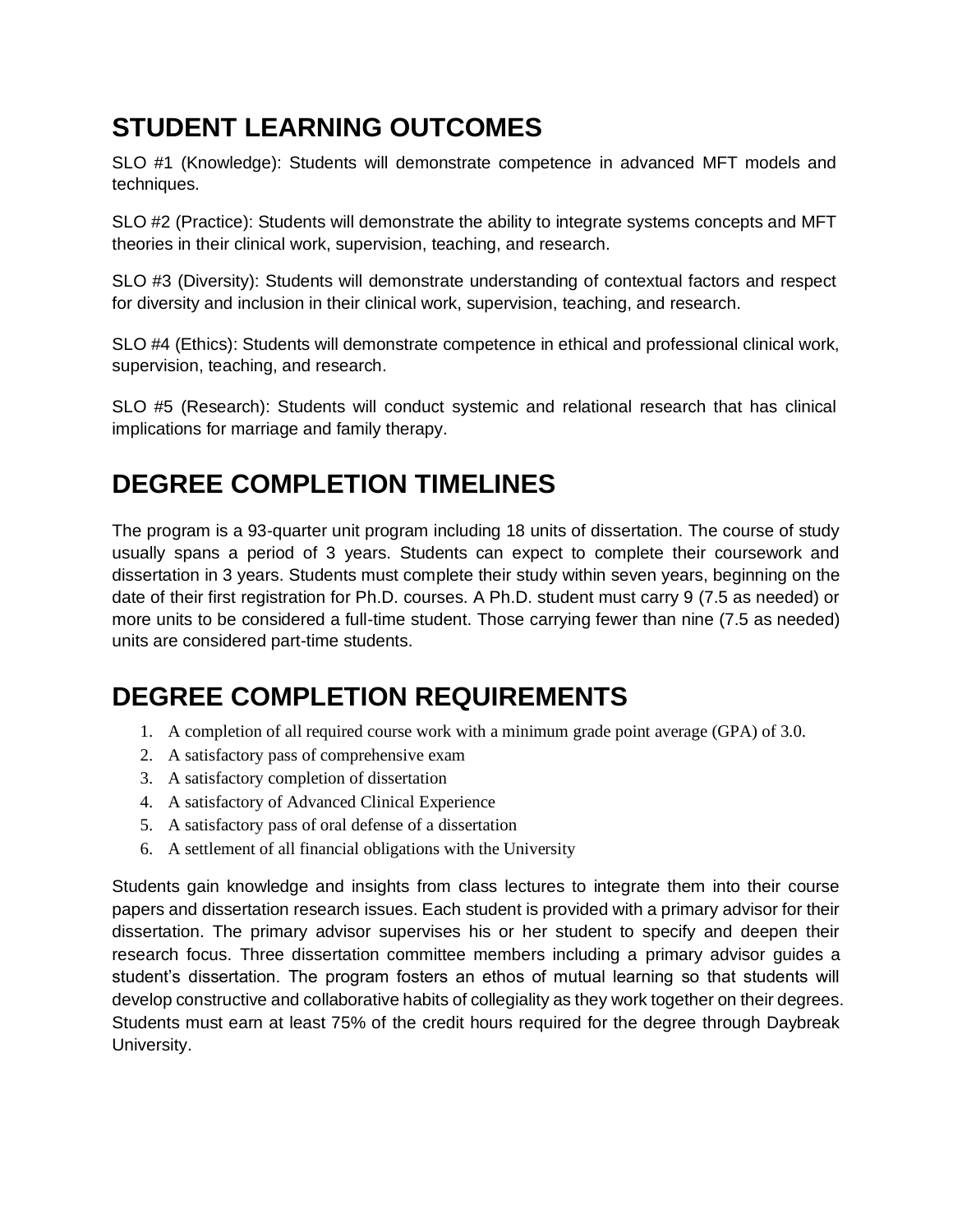## STUDENT LEARNING OUTCOMES

SLO #1 (Knowledge): Students will demonstrate competence in advanced MFT models and techniques.

SLO #2 (Practice): Students will demonstrate the ability to integrate systems concepts and MFT theories in their clinical work, supervision, teaching, and research.

SLO #3 (Diversity): Students will demonstrate understanding of contextual factors and respect for diversity and inclusion in their clinical work, supervision, teaching, and research.

SLO #4 (Ethics): Students will demonstrate competence in ethical and professional clinical work, supervision, teaching, and research.

SLO #5 (Research): Students will conduct systemic and relational research that has clinical implications for marriage and family therapy.

## DEGREE COMPLETION TIMELINES

The program is a 93-quarter unit program including 18 units of dissertation. The course of study usually spans a period of 3 years. Students can expect to complete their coursework and dissertation in 3 years. Students must complete their study within seven years, beginning on the date of their first registration for Ph.D. courses. A Ph.D. student must carry 9 (7.5 as needed) or more units to be considered a full-time student. Those carrying fewer than nine (7.5 as needed) units are considered part-time students.

## DEGREE COMPLETION REQUIREMENTS

1. A completion of all required course work with a minimum grade point average (GPA) of 3.0.
2. A satisfactory pass of comprehensive exam
3. A satisfactory completion of dissertation
4. A satisfactory of Advanced Clinical Experience
5. A satisfactory pass of oral defense of a dissertation
6. A settlement of all financial obligations with the University

Students gain knowledge and insights from class lectures to integrate them into their course papers and dissertation research issues. Each student is provided with a primary advisor for their dissertation. The primary advisor supervises his or her student to specify and deepen their research focus. Three dissertation committee members including a primary advisor guides a student's dissertation. The program fosters an ethos of mutual learning so that students will develop constructive and collaborative habits of collegiality as they work together on their degrees. Students must earn at least 75% of the credit hours required for the degree through Daybreak University.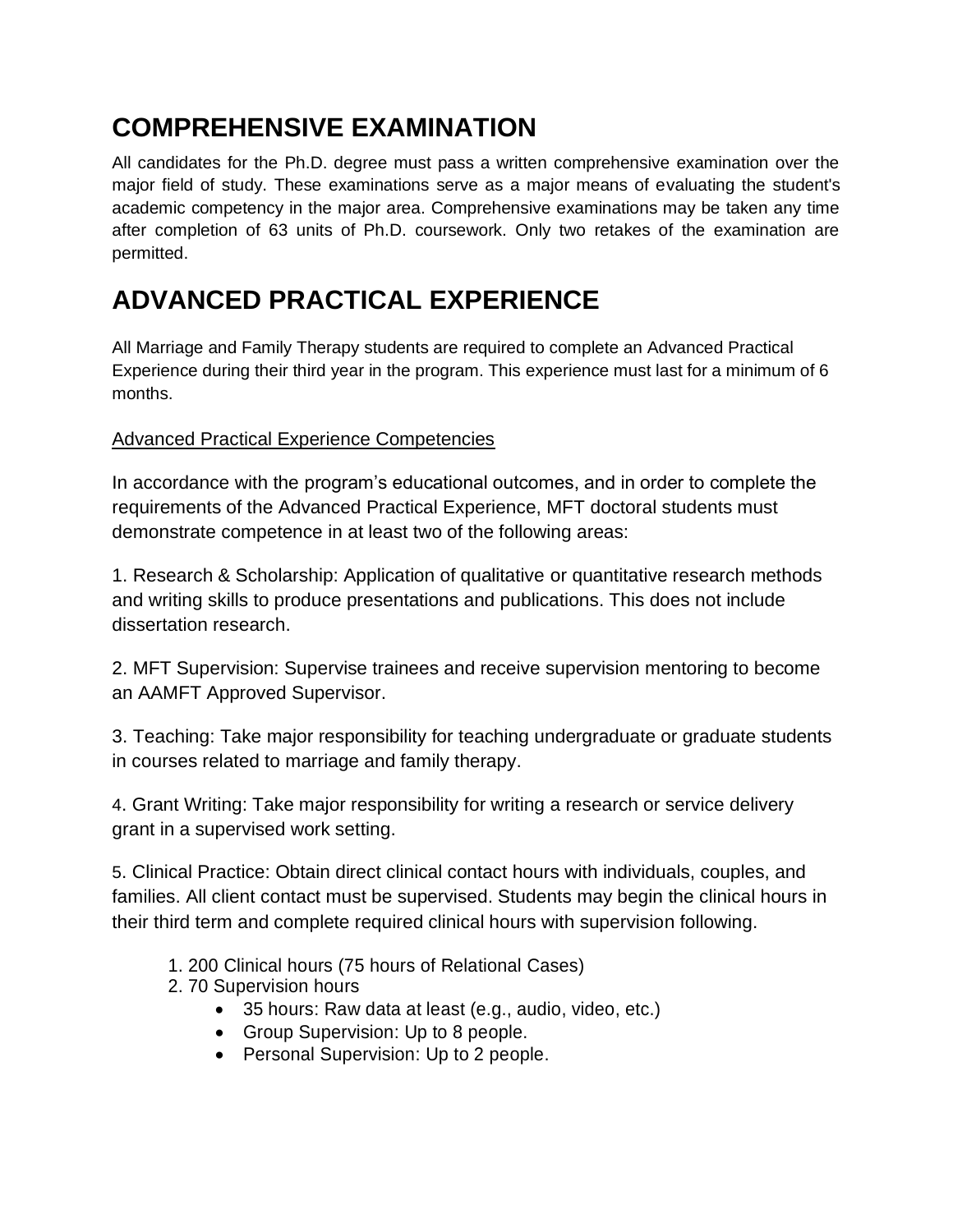# COMPREHENSIVE EXAMINATION

All candidates for the Ph.D. degree must pass a written comprehensive examination over the major field of study. These examinations serve as a major means of evaluating the student's academic competency in the major area. Comprehensive examinations may be taken any time after completion of 63 units of Ph.D. coursework. Only two retakes of the examination are permitted.

# ADVANCED PRACTICAL EXPERIENCE

All Marriage and Family Therapy students are required to complete an Advanced Practical Experience during their third year in the program. This experience must last for a minimum of 6 months.

<u>Advanced Practical Experience Competencies</u>

In accordance with the program's educational outcomes, and in order to complete the requirements of the Advanced Practical Experience, MFT doctoral students must demonstrate competence in at least two of the following areas:

1. Research & Scholarship: Application of qualitative or quantitative research methods and writing skills to produce presentations and publications. This does not include dissertation research.

2. MFT Supervision: Supervise trainees and receive supervision mentoring to become an AAMFT Approved Supervisor.

3. Teaching: Take major responsibility for teaching undergraduate or graduate students in courses related to marriage and family therapy.

4. Grant Writing: Take major responsibility for writing a research or service delivery grant in a supervised work setting.

5. Clinical Practice: Obtain direct clinical contact hours with individuals, couples, and families. All client contact must be supervised. Students may begin the clinical hours in their third term and complete required clinical hours with supervision following.

    1. 200 Clinical hours (75 hours of Relational Cases)
    2. 70 Supervision hours
        - 35 hours: Raw data at least (e.g., audio, video, etc.)
        - Group Supervision: Up to 8 people.
        - Personal Supervision: Up to 2 people.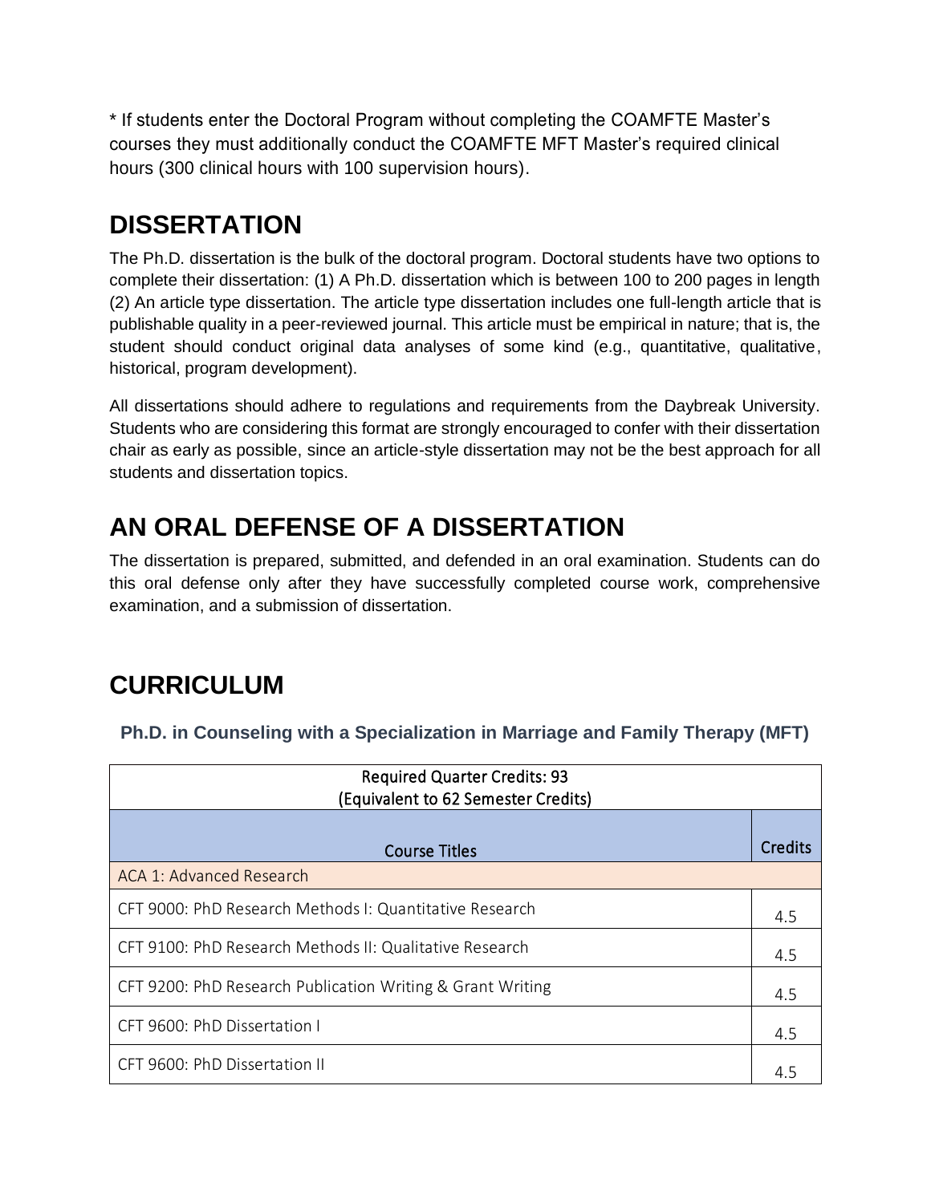* If students enter the Doctoral Program without completing the COAMFTE Master's courses they must additionally conduct the COAMFTE MFT Master's required clinical hours (300 clinical hours with 100 supervision hours).

# DISSERTATION

The Ph.D. dissertation is the bulk of the doctoral program. Doctoral students have two options to complete their dissertation: (1) A Ph.D. dissertation which is between 100 to 200 pages in length (2) An article type dissertation. The article type dissertation includes one full-length article that is publishable quality in a peer-reviewed journal. This article must be empirical in nature; that is, the student should conduct original data analyses of some kind (e.g., quantitative, qualitative, historical, program development).

All dissertations should adhere to regulations and requirements from the Daybreak University. Students who are considering this format are strongly encouraged to confer with their dissertation chair as early as possible, since an article-style dissertation may not be the best approach for all students and dissertation topics.

# AN ORAL DEFENSE OF A DISSERTATION

The dissertation is prepared, submitted, and defended in an oral examination. Students can do this oral defense only after they have successfully completed course work, comprehensive examination, and a submission of dissertation.

# CURRICULUM

### Ph.D. in Counseling with a Specialization in Marriage and Family Therapy (MFT)

| Required Quarter Credits: 93<br>(Equivalent to 62 Semester Credits) | |
|---|---|
| Course Titles | Credits |
| ACA 1: Advanced Research | |
| CFT 9000: PhD Research Methods I: Quantitative Research | 4.5 |
| CFT 9100: PhD Research Methods II: Qualitative Research | 4.5 |
| CFT 9200: PhD Research Publication Writing & Grant Writing | 4.5 |
| CFT 9600: PhD Dissertation I | 4.5 |
| CFT 9600: PhD Dissertation II | 4.5 |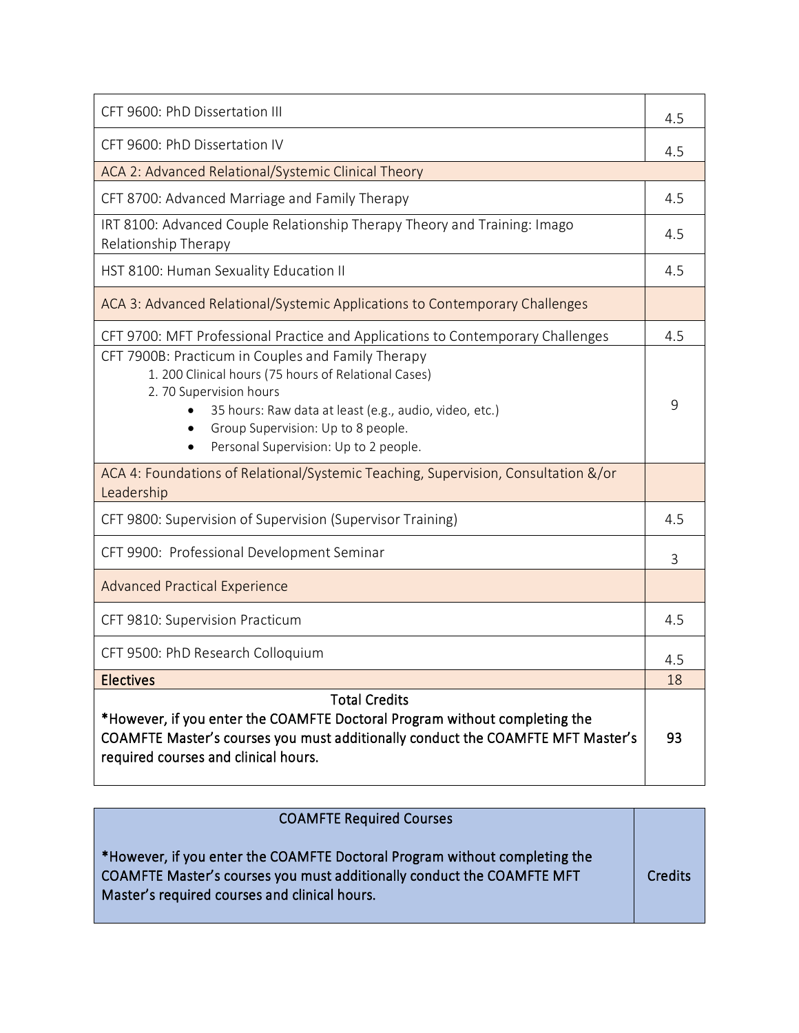| | |
|---|---|
| CFT 9600: PhD Dissertation III | 4.5 |
| CFT 9600: PhD Dissertation IV | 4.5 |
| ACA 2: Advanced Relational/Systemic Clinical Theory | |
| CFT 8700: Advanced Marriage and Family Therapy | 4.5 |
| IRT 8100: Advanced Couple Relationship Therapy Theory and Training: Imago Relationship Therapy | 4.5 |
| HST 8100: Human Sexuality Education II | 4.5 |
| ACA 3: Advanced Relational/Systemic Applications to Contemporary Challenges | |
| CFT 9700: MFT Professional Practice and Applications to Contemporary Challenges | 4.5 |
| CFT 7900B: Practicum in Couples and Family Therapy<br>1. 200 Clinical hours (75 hours of Relational Cases)<br>2. 70 Supervision hours<br>• 35 hours: Raw data at least (e.g., audio, video, etc.)<br>• Group Supervision: Up to 8 people.<br>• Personal Supervision: Up to 2 people. | 9 |
| ACA 4: Foundations of Relational/Systemic Teaching, Supervision, Consultation &/or Leadership | |
| CFT 9800: Supervision of Supervision (Supervisor Training) | 4.5 |
| CFT 9900: Professional Development Seminar | 3 |
| Advanced Practical Experience | |
| CFT 9810: Supervision Practicum | 4.5 |
| CFT 9500: PhD Research Colloquium | 4.5 |
| **Electives** | 18 |
| Total Credits<br>**\*However, if you enter the COAMFTE Doctoral Program without completing the COAMFTE Master's courses you must additionally conduct the COAMFTE MFT Master's required courses and clinical hours.** | **93** |

| COAMFTE Required Courses<br><br>**\*However, if you enter the COAMFTE Doctoral Program without completing the COAMFTE Master's courses you must additionally conduct the COAMFTE MFT Master's required courses and clinical hours.** | Credits |
|---|---|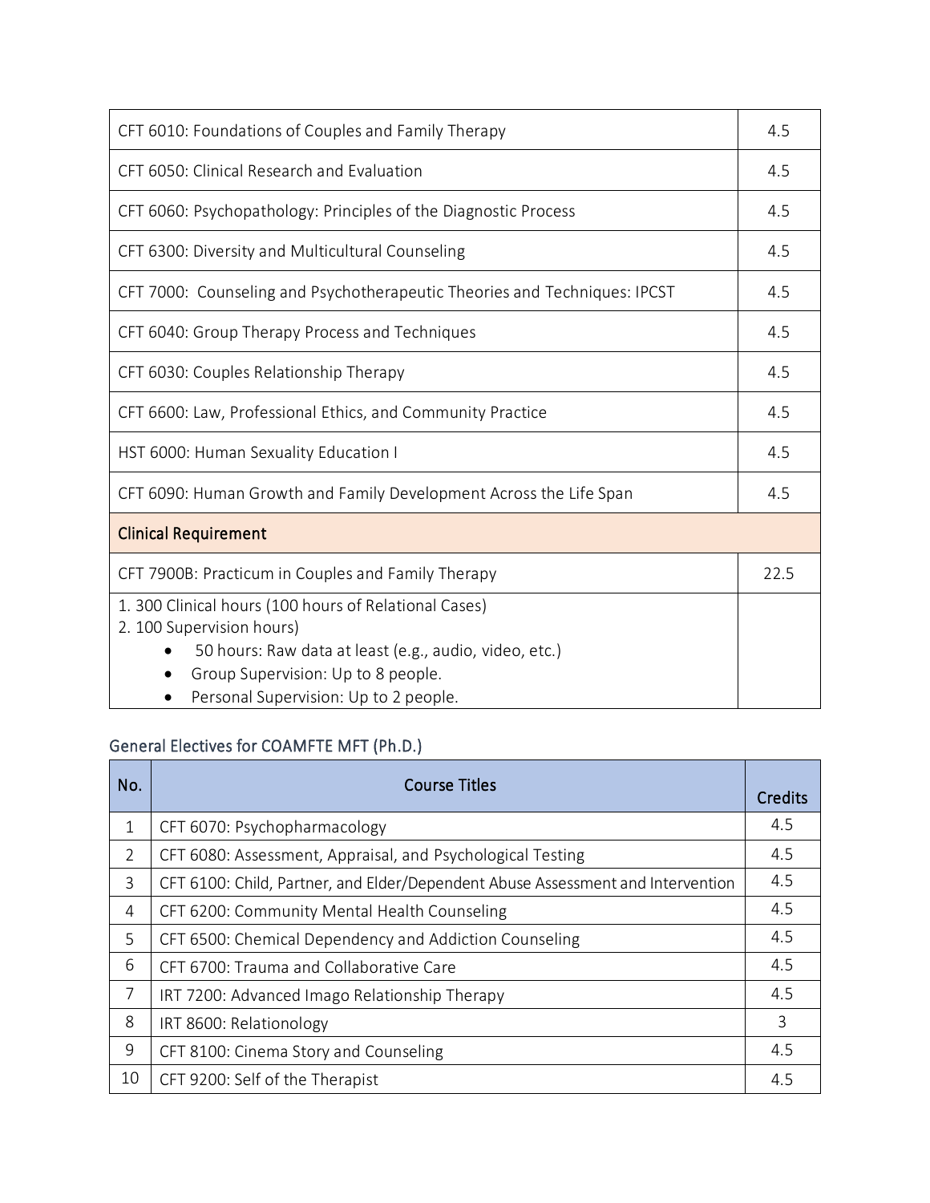| | |
|---|---|
| CFT 6010: Foundations of Couples and Family Therapy | 4.5 |
| CFT 6050: Clinical Research and Evaluation | 4.5 |
| CFT 6060: Psychopathology: Principles of the Diagnostic Process | 4.5 |
| CFT 6300: Diversity and Multicultural Counseling | 4.5 |
| CFT 7000: Counseling and Psychotherapeutic Theories and Techniques: IPCST | 4.5 |
| CFT 6040: Group Therapy Process and Techniques | 4.5 |
| CFT 6030: Couples Relationship Therapy | 4.5 |
| CFT 6600: Law, Professional Ethics, and Community Practice | 4.5 |
| HST 6000: Human Sexuality Education I | 4.5 |
| CFT 6090: Human Growth and Family Development Across the Life Span | 4.5 |
| **Clinical Requirement** | |
| CFT 7900B: Practicum in Couples and Family Therapy | 22.5 |
| 1. 300 Clinical hours (100 hours of Relational Cases)<br>2. 100 Supervision hours)<br>• 50 hours: Raw data at least (e.g., audio, video, etc.)<br>• Group Supervision: Up to 8 people.<br>• Personal Supervision: Up to 2 people. | |

### General Electives for COAMFTE MFT (Ph.D.)

| No. | Course Titles | Credits |
|---|---|---|
| 1 | CFT 6070: Psychopharmacology | 4.5 |
| 2 | CFT 6080: Assessment, Appraisal, and Psychological Testing | 4.5 |
| 3 | CFT 6100: Child, Partner, and Elder/Dependent Abuse Assessment and Intervention | 4.5 |
| 4 | CFT 6200: Community Mental Health Counseling | 4.5 |
| 5 | CFT 6500: Chemical Dependency and Addiction Counseling | 4.5 |
| 6 | CFT 6700: Trauma and Collaborative Care | 4.5 |
| 7 | IRT 7200: Advanced Imago Relationship Therapy | 4.5 |
| 8 | IRT 8600: Relationology | 3 |
| 9 | CFT 8100: Cinema Story and Counseling | 4.5 |
| 10 | CFT 9200: Self of the Therapist | 4.5 |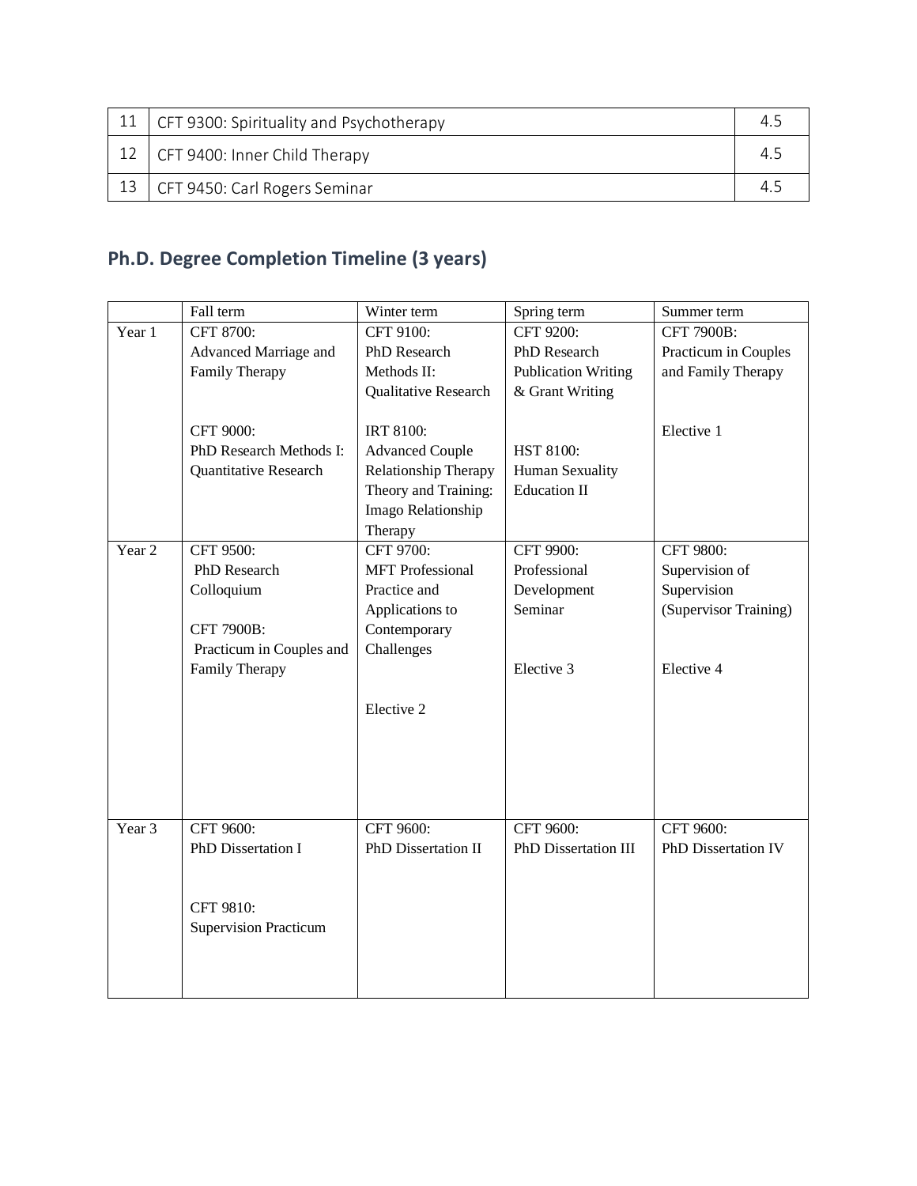| | | |
|---|---|---|
| 11 | CFT 9300: Spirituality and Psychotherapy | 4.5 |
| 12 | CFT 9400: Inner Child Therapy | 4.5 |
| 13 | CFT 9450: Carl Rogers Seminar | 4.5 |

## Ph.D. Degree Completion Timeline (3 years)

| | Fall term | Winter term | Spring term | Summer term |
|---|---|---|---|---|
| Year 1 | CFT 8700: Advanced Marriage and Family Therapy<br><br>CFT 9000: PhD Research Methods I: Quantitative Research | CFT 9100: PhD Research Methods II: Qualitative Research<br><br>IRT 8100: Advanced Couple Relationship Therapy Theory and Training: Imago Relationship Therapy | CFT 9200: PhD Research Publication Writing & Grant Writing<br><br>HST 8100: Human Sexuality Education II | CFT 7900B: Practicum in Couples and Family Therapy<br><br>Elective 1 |
| Year 2 | CFT 9500: PhD Research Colloquium<br><br>CFT 7900B: Practicum in Couples and Family Therapy | CFT 9700: MFT Professional Practice and Applications to Contemporary Challenges<br><br>Elective 2 | CFT 9900: Professional Development Seminar<br><br>Elective 3 | CFT 9800: Supervision of Supervision (Supervisor Training)<br><br>Elective 4 |
| Year 3 | CFT 9600: PhD Dissertation I<br><br>CFT 9810: Supervision Practicum | CFT 9600: PhD Dissertation II | CFT 9600: PhD Dissertation III | CFT 9600: PhD Dissertation IV |